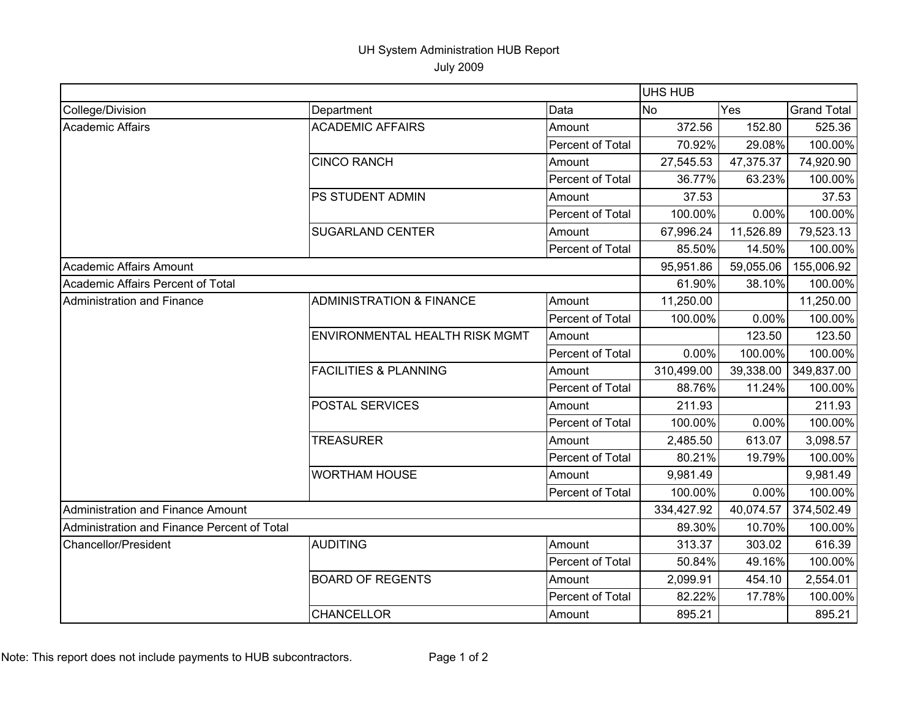# UH System Administration HUB Report

July 2009

| | | | UHS HUB | | |
|---|---|---|---|---|---|
| College/Division | Department | Data | No | Yes | Grand Total |
| Academic Affairs | ACADEMIC AFFAIRS | Amount | 372.56 | 152.80 | 525.36 |
| | | Percent of Total | 70.92% | 29.08% | 100.00% |
| | CINCO RANCH | Amount | 27,545.53 | 47,375.37 | 74,920.90 |
| | | Percent of Total | 36.77% | 63.23% | 100.00% |
| | PS STUDENT ADMIN | Amount | 37.53 | | 37.53 |
| | | Percent of Total | 100.00% | 0.00% | 100.00% |
| | SUGARLAND CENTER | Amount | 67,996.24 | 11,526.89 | 79,523.13 |
| | | Percent of Total | 85.50% | 14.50% | 100.00% |
| Academic Affairs Amount | | | 95,951.86 | 59,055.06 | 155,006.92 |
| Academic Affairs Percent of Total | | | 61.90% | 38.10% | 100.00% |
| Administration and Finance | ADMINISTRATION & FINANCE | Amount | 11,250.00 | | 11,250.00 |
| | | Percent of Total | 100.00% | 0.00% | 100.00% |
| | ENVIRONMENTAL HEALTH RISK MGMT | Amount | | 123.50 | 123.50 |
| | | Percent of Total | 0.00% | 100.00% | 100.00% |
| | FACILITIES & PLANNING | Amount | 310,499.00 | 39,338.00 | 349,837.00 |
| | | Percent of Total | 88.76% | 11.24% | 100.00% |
| | POSTAL SERVICES | Amount | 211.93 | | 211.93 |
| | | Percent of Total | 100.00% | 0.00% | 100.00% |
| | TREASURER | Amount | 2,485.50 | 613.07 | 3,098.57 |
| | | Percent of Total | 80.21% | 19.79% | 100.00% |
| | WORTHAM HOUSE | Amount | 9,981.49 | | 9,981.49 |
| | | Percent of Total | 100.00% | 0.00% | 100.00% |
| Administration and Finance Amount | | | 334,427.92 | 40,074.57 | 374,502.49 |
| Administration and Finance Percent of Total | | | 89.30% | 10.70% | 100.00% |
| Chancellor/President | AUDITING | Amount | 313.37 | 303.02 | 616.39 |
| | | Percent of Total | 50.84% | 49.16% | 100.00% |
| | BOARD OF REGENTS | Amount | 2,099.91 | 454.10 | 2,554.01 |
| | | Percent of Total | 82.22% | 17.78% | 100.00% |
| | CHANCELLOR | Amount | 895.21 | | 895.21 |

Note: This report does not include payments to HUB subcontractors.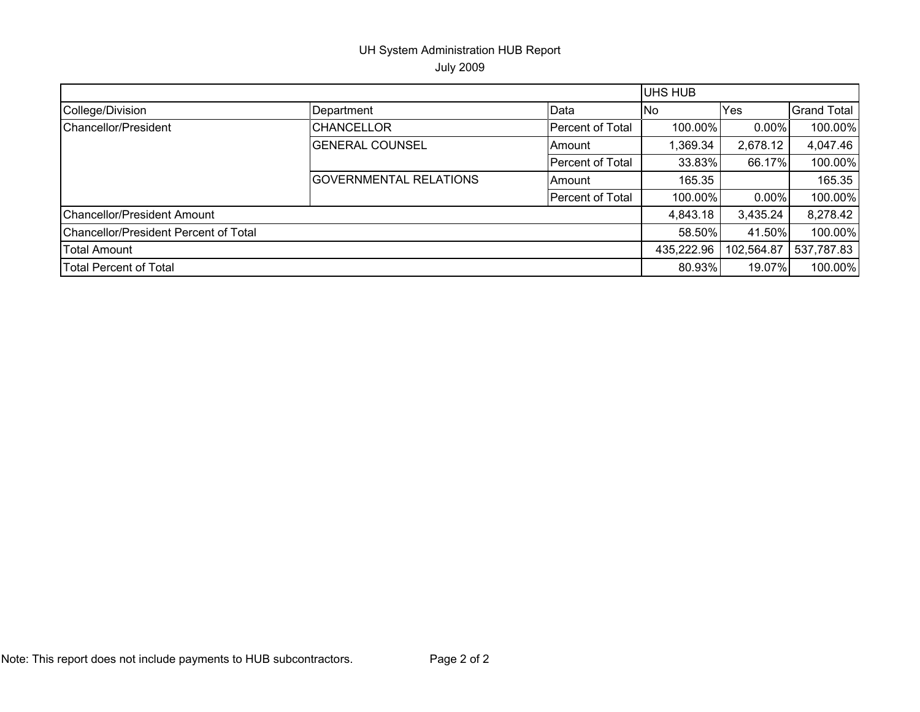UH System Administration HUB Report

July 2009

| | | | UHS HUB | | |
|---|---|---|---|---|---|
| College/Division | Department | Data | No | Yes | Grand Total |
| Chancellor/President | CHANCELLOR | Percent of Total | 100.00% | 0.00% | 100.00% |
| | GENERAL COUNSEL | Amount | 1,369.34 | 2,678.12 | 4,047.46 |
| | | Percent of Total | 33.83% | 66.17% | 100.00% |
| | GOVERNMENTAL RELATIONS | Amount | 165.35 | | 165.35 |
| | | Percent of Total | 100.00% | 0.00% | 100.00% |
| Chancellor/President Amount | | | 4,843.18 | 3,435.24 | 8,278.42 |
| Chancellor/President Percent of Total | | | 58.50% | 41.50% | 100.00% |
| Total Amount | | | 435,222.96 | 102,564.87 | 537,787.83 |
| Total Percent of Total | | | 80.93% | 19.07% | 100.00% |

Note: This report does not include payments to HUB subcontractors.